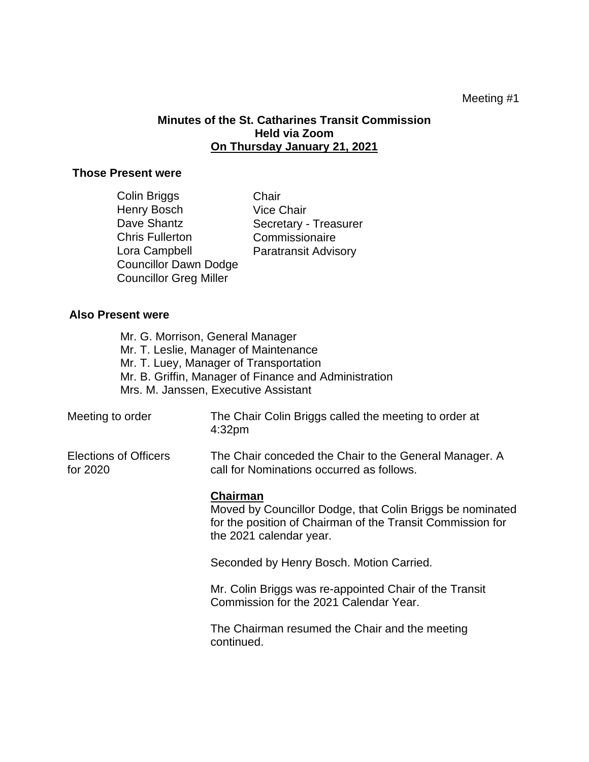Meeting #1

**Minutes of the St. Catharines Transit Commission**
**Held via Zoom**
**On Thursday January 21, 2021**

**Those Present were**

| | |
|---|---|
| Colin Briggs | Chair |
| Henry Bosch | Vice Chair |
| Dave Shantz | Secretary - Treasurer |
| Chris Fullerton | Commissionaire |
| Lora Campbell | Paratransit Advisory |
| Councillor Dawn Dodge | |
| Councillor Greg Miller | |

**Also Present were**

Mr. G. Morrison, General Manager
Mr. T. Leslie, Manager of Maintenance
Mr. T. Luey, Manager of Transportation
Mr. B. Griffin, Manager of Finance and Administration
Mrs. M. Janssen, Executive Assistant

**Meeting to order**

The Chair Colin Briggs called the meeting to order at 4:32pm

**Elections of Officers for 2020**

The Chair conceded the Chair to the General Manager. A call for Nominations occurred as follows.

**Chairman**
Moved by Councillor Dodge, that Colin Briggs be nominated for the position of Chairman of the Transit Commission for the 2021 calendar year.

Seconded by Henry Bosch. Motion Carried.

Mr. Colin Briggs was re-appointed Chair of the Transit Commission for the 2021 Calendar Year.

The Chairman resumed the Chair and the meeting continued.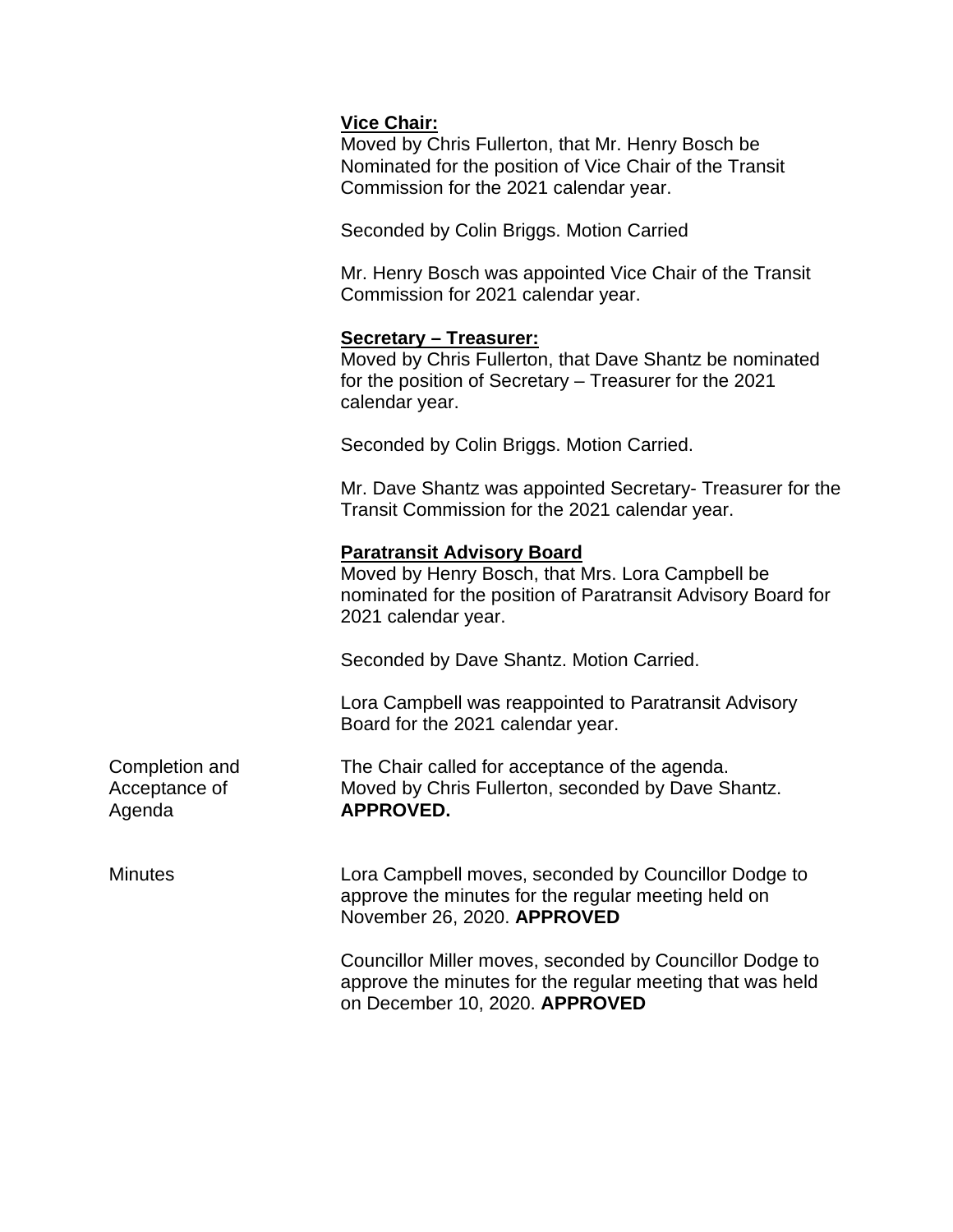**Vice Chair:**
Moved by Chris Fullerton, that Mr. Henry Bosch be Nominated for the position of Vice Chair of the Transit Commission for the 2021 calendar year.

Seconded by Colin Briggs. Motion Carried

Mr. Henry Bosch was appointed Vice Chair of the Transit Commission for 2021 calendar year.

**Secretary – Treasurer:**
Moved by Chris Fullerton, that Dave Shantz be nominated for the position of Secretary – Treasurer for the 2021 calendar year.

Seconded by Colin Briggs. Motion Carried.

Mr. Dave Shantz was appointed Secretary- Treasurer for the Transit Commission for the 2021 calendar year.

**Paratransit Advisory Board**
Moved by Henry Bosch, that Mrs. Lora Campbell be nominated for the position of Paratransit Advisory Board for 2021 calendar year.

Seconded by Dave Shantz. Motion Carried.

Lora Campbell was reappointed to Paratransit Advisory Board for the 2021 calendar year.

Completion and Acceptance of Agenda

The Chair called for acceptance of the agenda.
Moved by Chris Fullerton, seconded by Dave Shantz.
**APPROVED.**

Minutes

Lora Campbell moves, seconded by Councillor Dodge to approve the minutes for the regular meeting held on November 26, 2020. **APPROVED**

Councillor Miller moves, seconded by Councillor Dodge to approve the minutes for the regular meeting that was held on December 10, 2020. **APPROVED**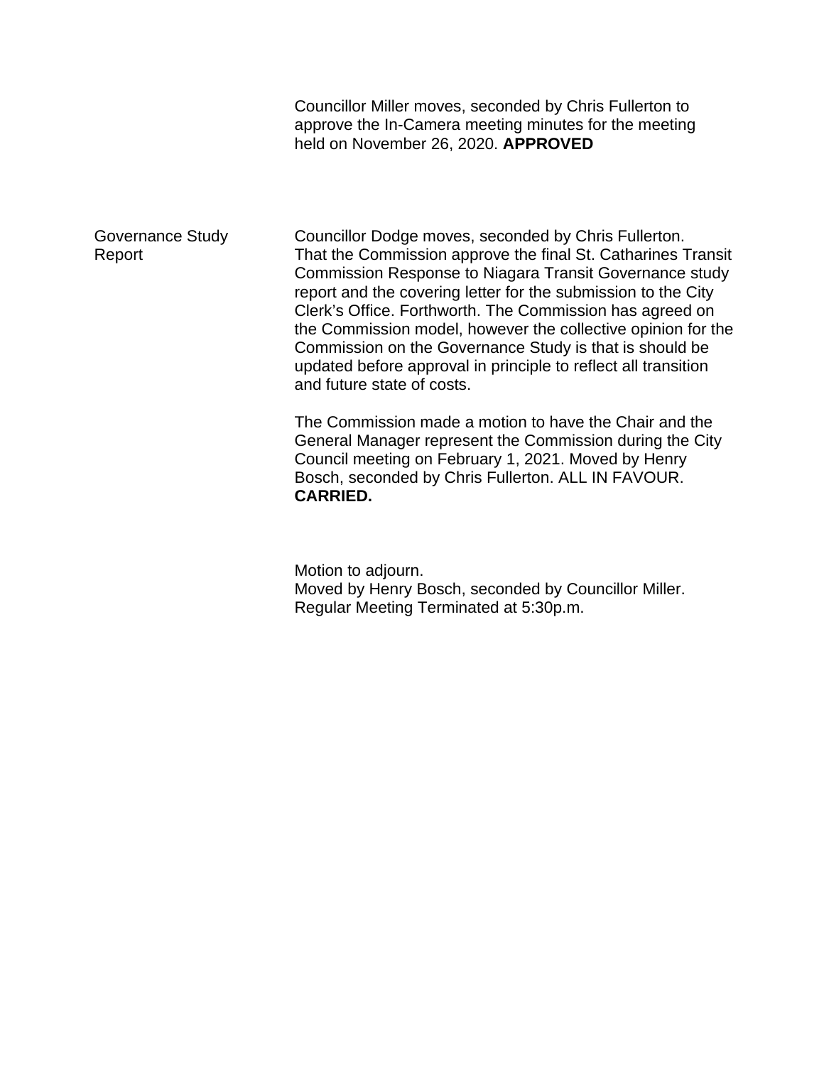Councillor Miller moves, seconded by Chris Fullerton to approve the In-Camera meeting minutes for the meeting held on November 26, 2020. **APPROVED**

Governance Study Report

Councillor Dodge moves, seconded by Chris Fullerton. That the Commission approve the final St. Catharines Transit Commission Response to Niagara Transit Governance study report and the covering letter for the submission to the City Clerk's Office. Forthworth. The Commission has agreed on the Commission model, however the collective opinion for the Commission on the Governance Study is that is should be updated before approval in principle to reflect all transition and future state of costs.

The Commission made a motion to have the Chair and the General Manager represent the Commission during the City Council meeting on February 1, 2021. Moved by Henry Bosch, seconded by Chris Fullerton. ALL IN FAVOUR. **CARRIED.**

Motion to adjourn.
Moved by Henry Bosch, seconded by Councillor Miller.
Regular Meeting Terminated at 5:30p.m.